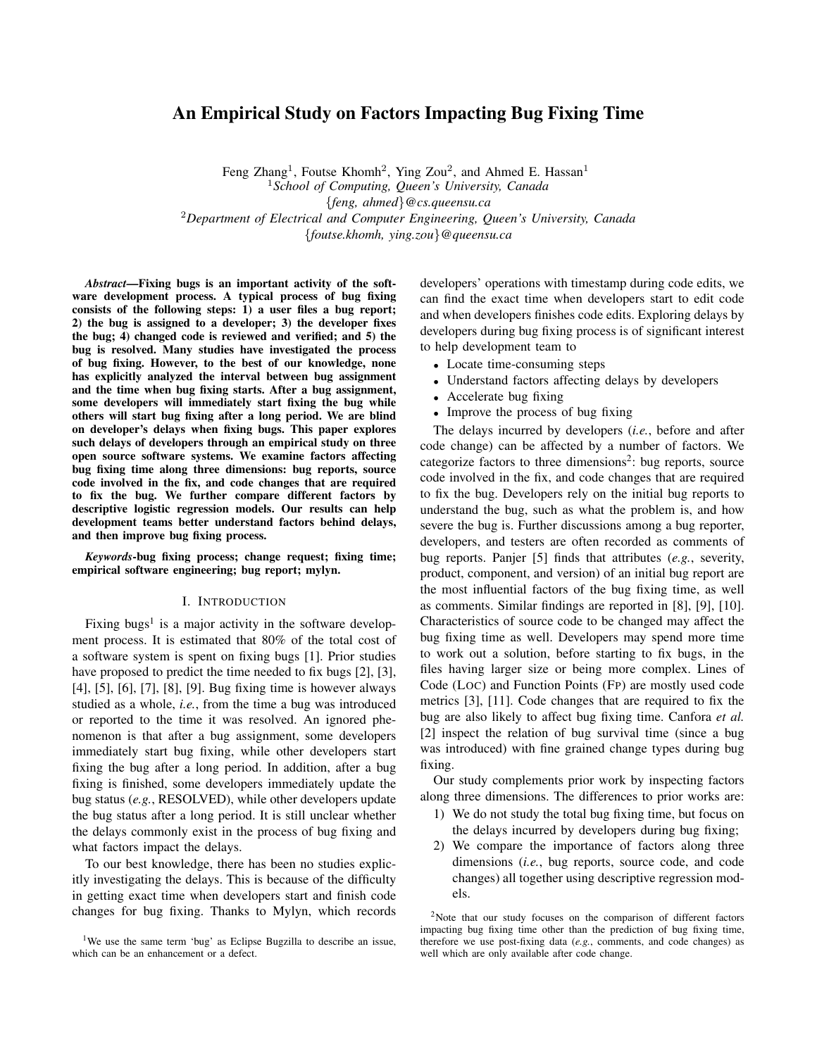# An Empirical Study on Factors Impacting Bug Fixing Time

Feng Zhang[1], Foutse Khomh[2], Ying Zou[2], and Ahmed E. Hassan[1]

[1]*School of Computing, Queen's University, Canada*
{*feng, ahmed*}*@cs.queensu.ca*

[2]*Department of Electrical and Computer Engineering, Queen's University, Canada*
{*foutse.khomh, ying.zou*}*@queensu.ca*

***Abstract*—Fixing bugs is an important activity of the software development process. A typical process of bug fixing consists of the following steps: 1) a user files a bug report; 2) the bug is assigned to a developer; 3) the developer fixes the bug; 4) changed code is reviewed and verified; and 5) the bug is resolved. Many studies have investigated the process of bug fixing. However, to the best of our knowledge, none has explicitly analyzed the interval between bug assignment and the time when bug fixing starts. After a bug assignment, some developers will immediately start fixing the bug while others will start bug fixing after a long period. We are blind on developer's delays when fixing bugs. This paper explores such delays of developers through an empirical study on three open source software systems. We examine factors affecting bug fixing time along three dimensions: bug reports, source code involved in the fix, and code changes that are required to fix the bug. We further compare different factors by descriptive logistic regression models. Our results can help development teams better understand factors behind delays, and then improve bug fixing process.**

***Keywords*-bug fixing process; change request; fixing time; empirical software engineering; bug report; mylyn.**

## I. Introduction

Fixing bugs[1] is a major activity in the software development process. It is estimated that 80% of the total cost of a software system is spent on fixing bugs [1]. Prior studies have proposed to predict the time needed to fix bugs [2], [3], [4], [5], [6], [7], [8], [9]. Bug fixing time is however always studied as a whole, *i.e.*, from the time a bug was introduced or reported to the time it was resolved. An ignored phenomenon is that after a bug assignment, some developers immediately start bug fixing, while other developers start fixing the bug after a long period. In addition, after a bug fixing is finished, some developers immediately update the bug status (*e.g.*, RESOLVED), while other developers update the bug status after a long period. It is still unclear whether the delays commonly exist in the process of bug fixing and what factors impact the delays.

To our best knowledge, there has been no studies explicitly investigating the delays. This is because of the difficulty in getting exact time when developers start and finish code changes for bug fixing. Thanks to Mylyn, which records developers' operations with timestamp during code edits, we can find the exact time when developers start to edit code and when developers finishes code edits. Exploring delays by developers during bug fixing process is of significant interest to help development team to

- Locate time-consuming steps
- Understand factors affecting delays by developers
- Accelerate bug fixing
- Improve the process of bug fixing

The delays incurred by developers (*i.e.*, before and after code change) can be affected by a number of factors. We categorize factors to three dimensions[2]: bug reports, source code involved in the fix, and code changes that are required to fix the bug. Developers rely on the initial bug reports to understand the bug, such as what the problem is, and how severe the bug is. Further discussions among a bug reporter, developers, and testers are often recorded as comments of bug reports. Panjer [5] finds that attributes (*e.g.*, severity, product, component, and version) of an initial bug report are the most influential factors of the bug fixing time, as well as comments. Similar findings are reported in [8], [9], [10]. Characteristics of source code to be changed may affect the bug fixing time as well. Developers may spend more time to work out a solution, before starting to fix bugs, in the files having larger size or being more complex. Lines of Code (LOC) and Function Points (FP) are mostly used code metrics [3], [11]. Code changes that are required to fix the bug are also likely to affect bug fixing time. Canfora *et al.* [2] inspect the relation of bug survival time (since a bug was introduced) with fine grained change types during bug fixing.

Our study complements prior work by inspecting factors along three dimensions. The differences to prior works are:

1) We do not study the total bug fixing time, but focus on the delays incurred by developers during bug fixing;
2) We compare the importance of factors along three dimensions (*i.e.*, bug reports, source code, and code changes) all together using descriptive regression models.

[1]We use the same term 'bug' as Eclipse Bugzilla to describe an issue, which can be an enhancement or a defect.

[2]Note that our study focuses on the comparison of different factors impacting bug fixing time other than the prediction of bug fixing time, therefore we use post-fixing data (*e.g.*, comments, and code changes) as well which are only available after code change.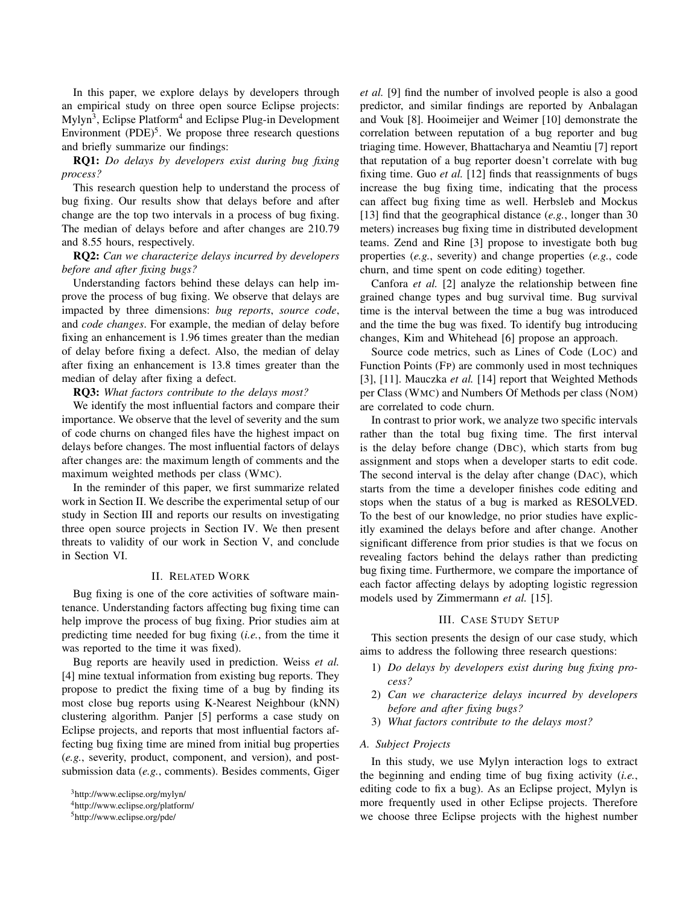In this paper, we explore delays by developers through an empirical study on three open source Eclipse projects: Mylyn[3], Eclipse Platform[4] and Eclipse Plug-in Development Environment (PDE)[5]. We propose three research questions and briefly summarize our findings:

**RQ1:** *Do delays by developers exist during bug fixing process?*

This research question help to understand the process of bug fixing. Our results show that delays before and after change are the top two intervals in a process of bug fixing. The median of delays before and after changes are 210.79 and 8.55 hours, respectively.

**RQ2:** *Can we characterize delays incurred by developers before and after fixing bugs?*

Understanding factors behind these delays can help improve the process of bug fixing. We observe that delays are impacted by three dimensions: *bug reports*, *source code*, and *code changes*. For example, the median of delay before fixing an enhancement is 1.96 times greater than the median of delay before fixing a defect. Also, the median of delay after fixing an enhancement is 13.8 times greater than the median of delay after fixing a defect.

**RQ3:** *What factors contribute to the delays most?*

We identify the most influential factors and compare their importance. We observe that the level of severity and the sum of code churns on changed files have the highest impact on delays before changes. The most influential factors of delays after changes are: the maximum length of comments and the maximum weighted methods per class (WMC).

In the reminder of this paper, we first summarize related work in Section II. We describe the experimental setup of our study in Section III and reports our results on investigating three open source projects in Section IV. We then present threats to validity of our work in Section V, and conclude in Section VI.

## II. Related Work

Bug fixing is one of the core activities of software maintenance. Understanding factors affecting bug fixing time can help improve the process of bug fixing. Prior studies aim at predicting time needed for bug fixing (*i.e.*, from the time it was reported to the time it was fixed).

Bug reports are heavily used in prediction. Weiss *et al.* [4] mine textual information from existing bug reports. They propose to predict the fixing time of a bug by finding its most close bug reports using K-Nearest Neighbour (kNN) clustering algorithm. Panjer [5] performs a case study on Eclipse projects, and reports that most influential factors affecting bug fixing time are mined from initial bug properties (*e.g.*, severity, product, component, and version), and post-submission data (*e.g.*, comments). Besides comments, Giger *et al.* [9] find the number of involved people is also a good predictor, and similar findings are reported by Anbalagan and Vouk [8]. Hooimeijer and Weimer [10] demonstrate the correlation between reputation of a bug reporter and bug triaging time. However, Bhattacharya and Neamtiu [7] report that reputation of a bug reporter doesn't correlate with bug fixing time. Guo *et al.* [12] finds that reassignments of bugs increase the bug fixing time, indicating that the process can affect bug fixing time as well. Herbsleb and Mockus [13] find that the geographical distance (*e.g.*, longer than 30 meters) increases bug fixing time in distributed development teams. Zend and Rine [3] propose to investigate both bug properties (*e.g.*, severity) and change properties (*e.g.*, code churn, and time spent on code editing) together.

Canfora *et al.* [2] analyze the relationship between fine grained change types and bug survival time. Bug survival time is the interval between the time a bug was introduced and the time the bug was fixed. To identify bug introducing changes, Kim and Whitehead [6] propose an approach.

Source code metrics, such as Lines of Code (LOC) and Function Points (FP) are commonly used in most techniques [3], [11]. Mauczka *et al.* [14] report that Weighted Methods per Class (WMC) and Numbers Of Methods per class (NOM) are correlated to code churn.

In contrast to prior work, we analyze two specific intervals rather than the total bug fixing time. The first interval is the delay before change (DBC), which starts from bug assignment and stops when a developer starts to edit code. The second interval is the delay after change (DAC), which starts from the time a developer finishes code editing and stops when the status of a bug is marked as RESOLVED. To the best of our knowledge, no prior studies have explicitly examined the delays before and after change. Another significant difference from prior studies is that we focus on revealing factors behind the delays rather than predicting bug fixing time. Furthermore, we compare the importance of each factor affecting delays by adopting logistic regression models used by Zimmermann *et al.* [15].

## III. Case Study Setup

This section presents the design of our case study, which aims to address the following three research questions:

1) *Do delays by developers exist during bug fixing process?*
2) *Can we characterize delays incurred by developers before and after fixing bugs?*
3) *What factors contribute to the delays most?*

### A. Subject Projects

In this study, we use Mylyn interaction logs to extract the beginning and ending time of bug fixing activity (*i.e.*, editing code to fix a bug). As an Eclipse project, Mylyn is more frequently used in other Eclipse projects. Therefore we choose three Eclipse projects with the highest number

[3] http://www.eclipse.org/mylyn/

[4] http://www.eclipse.org/platform/

[5] http://www.eclipse.org/pde/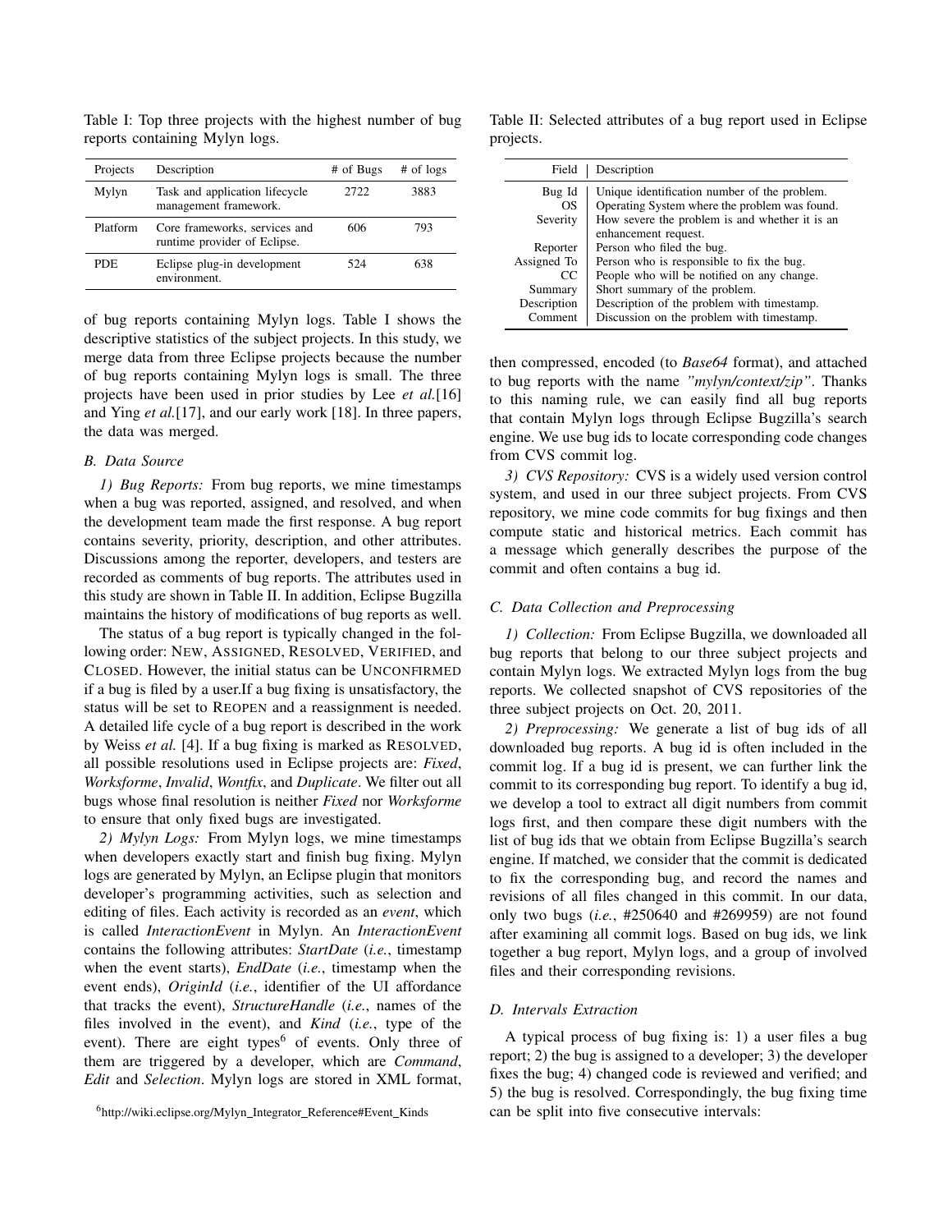Table I: Top three projects with the highest number of bug reports containing Mylyn logs.

| Projects | Description | # of Bugs | # of logs |
|---|---|---|---|
| Mylyn | Task and application lifecycle management framework. | 2722 | 3883 |
| Platform | Core frameworks, services and runtime provider of Eclipse. | 606 | 793 |
| PDE | Eclipse plug-in development environment. | 524 | 638 |

of bug reports containing Mylyn logs. Table I shows the descriptive statistics of the subject projects. In this study, we merge data from three Eclipse projects because the number of bug reports containing Mylyn logs is small. The three projects have been used in prior studies by Lee *et al.*[16] and Ying *et al.*[17], and our early work [18]. In three papers, the data was merged.

### B. Data Source

*1) Bug Reports:* From bug reports, we mine timestamps when a bug was reported, assigned, and resolved, and when the development team made the first response. A bug report contains severity, priority, description, and other attributes. Discussions among the reporter, developers, and testers are recorded as comments of bug reports. The attributes used in this study are shown in Table II. In addition, Eclipse Bugzilla maintains the history of modifications of bug reports as well.

The status of a bug report is typically changed in the following order: NEW, ASSIGNED, RESOLVED, VERIFIED, and CLOSED. However, the initial status can be UNCONFIRMED if a bug is filed by a user.If a bug fixing is unsatisfactory, the status will be set to REOPEN and a reassignment is needed. A detailed life cycle of a bug report is described in the work by Weiss *et al.* [4]. If a bug fixing is marked as RESOLVED, all possible resolutions used in Eclipse projects are: *Fixed*, *Worksforme*, *Invalid*, *Wontfix*, and *Duplicate*. We filter out all bugs whose final resolution is neither *Fixed* nor *Worksforme* to ensure that only fixed bugs are investigated.

*2) Mylyn Logs:* From Mylyn logs, we mine timestamps when developers exactly start and finish bug fixing. Mylyn logs are generated by Mylyn, an Eclipse plugin that monitors developer's programming activities, such as selection and editing of files. Each activity is recorded as an *event*, which is called *InteractionEvent* in Mylyn. An *InteractionEvent* contains the following attributes: *StartDate* (*i.e.*, timestamp when the event starts), *EndDate* (*i.e.*, timestamp when the event ends), *OriginId* (*i.e.*, identifier of the UI affordance that tracks the event), *StructureHandle* (*i.e.*, names of the files involved in the event), and *Kind* (*i.e.*, type of the event). There are eight types[6] of events. Only three of them are triggered by a developer, which are *Command*, *Edit* and *Selection*. Mylyn logs are stored in XML format,

[6] http://wiki.eclipse.org/Mylyn_Integrator_Reference#Event_Kinds

Table II: Selected attributes of a bug report used in Eclipse projects.

| Field | Description |
|---|---|
| Bug Id | Unique identification number of the problem. |
| OS | Operating System where the problem was found. |
| Severity | How severe the problem is and whether it is an enhancement request. |
| Reporter | Person who filed the bug. |
| Assigned To | Person who is responsible to fix the bug. |
| CC | People who will be notified on any change. |
| Summary | Short summary of the problem. |
| Description | Description of the problem with timestamp. |
| Comment | Discussion on the problem with timestamp. |

then compressed, encoded (to *Base64* format), and attached to bug reports with the name *"mylyn/context/zip"*. Thanks to this naming rule, we can easily find all bug reports that contain Mylyn logs through Eclipse Bugzilla's search engine. We use bug ids to locate corresponding code changes from CVS commit log.

*3) CVS Repository:* CVS is a widely used version control system, and used in our three subject projects. From CVS repository, we mine code commits for bug fixings and then compute static and historical metrics. Each commit has a message which generally describes the purpose of the commit and often contains a bug id.

### C. Data Collection and Preprocessing

*1) Collection:* From Eclipse Bugzilla, we downloaded all bug reports that belong to our three subject projects and contain Mylyn logs. We extracted Mylyn logs from the bug reports. We collected snapshot of CVS repositories of the three subject projects on Oct. 20, 2011.

*2) Preprocessing:* We generate a list of bug ids of all downloaded bug reports. A bug id is often included in the commit log. If a bug id is present, we can further link the commit to its corresponding bug report. To identify a bug id, we develop a tool to extract all digit numbers from commit logs first, and then compare these digit numbers with the list of bug ids that we obtain from Eclipse Bugzilla's search engine. If matched, we consider that the commit is dedicated to fix the corresponding bug, and record the names and revisions of all files changed in this commit. In our data, only two bugs (*i.e.*, #250640 and #269959) are not found after examining all commit logs. Based on bug ids, we link together a bug report, Mylyn logs, and a group of involved files and their corresponding revisions.

### D. Intervals Extraction

A typical process of bug fixing is: 1) a user files a bug report; 2) the bug is assigned to a developer; 3) the developer fixes the bug; 4) changed code is reviewed and verified; and 5) the bug is resolved. Correspondingly, the bug fixing time can be split into five consecutive intervals: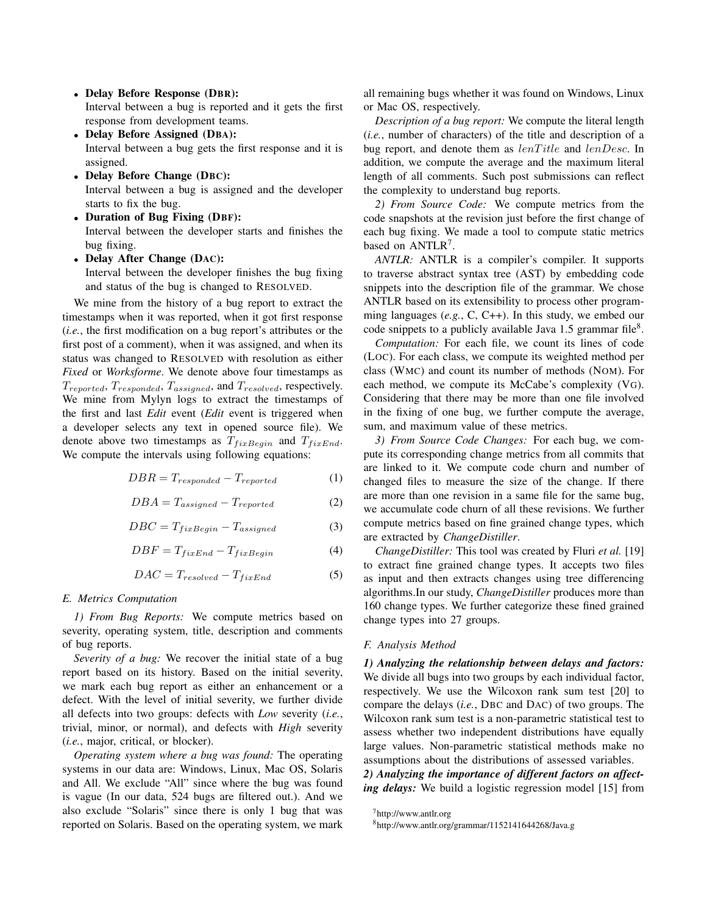- **Delay Before Response (DBR):**
  Interval between a bug is reported and it gets the first response from development teams.
- **Delay Before Assigned (DBA):**
  Interval between a bug gets the first response and it is assigned.
- **Delay Before Change (DBC):**
  Interval between a bug is assigned and the developer starts to fix the bug.
- **Duration of Bug Fixing (DBF):**
  Interval between the developer starts and finishes the bug fixing.
- **Delay After Change (DAC):**
  Interval between the developer finishes the bug fixing and status of the bug is changed to RESOLVED.

We mine from the history of a bug report to extract the timestamps when it was reported, when it got first response (*i.e.*, the first modification on a bug report's attributes or the first post of a comment), when it was assigned, and when its status was changed to RESOLVED with resolution as either *Fixed* or *Worksforme*. We denote above four timestamps as $T_{reported}$, $T_{responded}$, $T_{assigned}$, and $T_{resolved}$, respectively. We mine from Mylyn logs to extract the timestamps of the first and last *Edit* event (*Edit* event is triggered when a developer selects any text in opened source file). We denote above two timestamps as $T_{fixBegin}$ and $T_{fixEnd}$. We compute the intervals using following equations:

$$DBR = T_{responded} - T_{reported} \tag{1}$$

$$DBA = T_{assigned} - T_{reported} \tag{2}$$

$$DBC = T_{fixBegin} - T_{assigned} \tag{3}$$

$$DBF = T_{fixEnd} - T_{fixBegin} \tag{4}$$

$$DAC = T_{resolved} - T_{fixEnd} \tag{5}$$

### E. Metrics Computation

*1) From Bug Reports:* We compute metrics based on severity, operating system, title, description and comments of bug reports.

*Severity of a bug:* We recover the initial state of a bug report based on its history. Based on the initial severity, we mark each bug report as either an enhancement or a defect. With the level of initial severity, we further divide all defects into two groups: defects with *Low* severity (*i.e.*, trivial, minor, or normal), and defects with *High* severity (*i.e.*, major, critical, or blocker).

*Operating system where a bug was found:* The operating systems in our data are: Windows, Linux, Mac OS, Solaris and All. We exclude "All" since where the bug was found is vague (In our data, 524 bugs are filtered out.). And we also exclude "Solaris" since there is only 1 bug that was reported on Solaris. Based on the operating system, we mark all remaining bugs whether it was found on Windows, Linux or Mac OS, respectively.

*Description of a bug report:* We compute the literal length (*i.e.*, number of characters) of the title and description of a bug report, and denote them as $lenTitle$ and $lenDesc$. In addition, we compute the average and the maximum literal length of all comments. Such post submissions can reflect the complexity to understand bug reports.

*2) From Source Code:* We compute metrics from the code snapshots at the revision just before the first change of each bug fixing. We made a tool to compute static metrics based on ANTLR[7].

*ANTLR:* ANTLR is a compiler's compiler. It supports to traverse abstract syntax tree (AST) by embedding code snippets into the description file of the grammar. We chose ANTLR based on its extensibility to process other programming languages (*e.g.*, C, C++). In this study, we embed our code snippets to a publicly available Java 1.5 grammar file[8].

*Computation:* For each file, we count its lines of code (LOC). For each class, we compute its weighted method per class (WMC) and count its number of methods (NOM). For each method, we compute its McCabe's complexity (VG). Considering that there may be more than one file involved in the fixing of one bug, we further compute the average, sum, and maximum value of these metrics.

*3) From Source Code Changes:* For each bug, we compute its corresponding change metrics from all commits that are linked to it. We compute code churn and number of changed files to measure the size of the change. If there are more than one revision in a same file for the same bug, we accumulate code churn of all these revisions. We further compute metrics based on fine grained change types, which are extracted by *ChangeDistiller*.

*ChangeDistiller:* This tool was created by Fluri *et al.* [19] to extract fine grained change types. It accepts two files as input and then extracts changes using tree differencing algorithms.In our study, *ChangeDistiller* produces more than 160 change types. We further categorize these fined grained change types into 27 groups.

### F. Analysis Method

***1) Analyzing the relationship between delays and factors:*** We divide all bugs into two groups by each individual factor, respectively. We use the Wilcoxon rank sum test [20] to compare the delays (*i.e.*, DBC and DAC) of two groups. The Wilcoxon rank sum test is a non-parametric statistical test to assess whether two independent distributions have equally large values. Non-parametric statistical methods make no assumptions about the distributions of assessed variables.

***2) Analyzing the importance of different factors on affecting delays:*** We build a logistic regression model [15] from

[7]http://www.antlr.org

[8]http://www.antlr.org/grammar/1152141644268/Java.g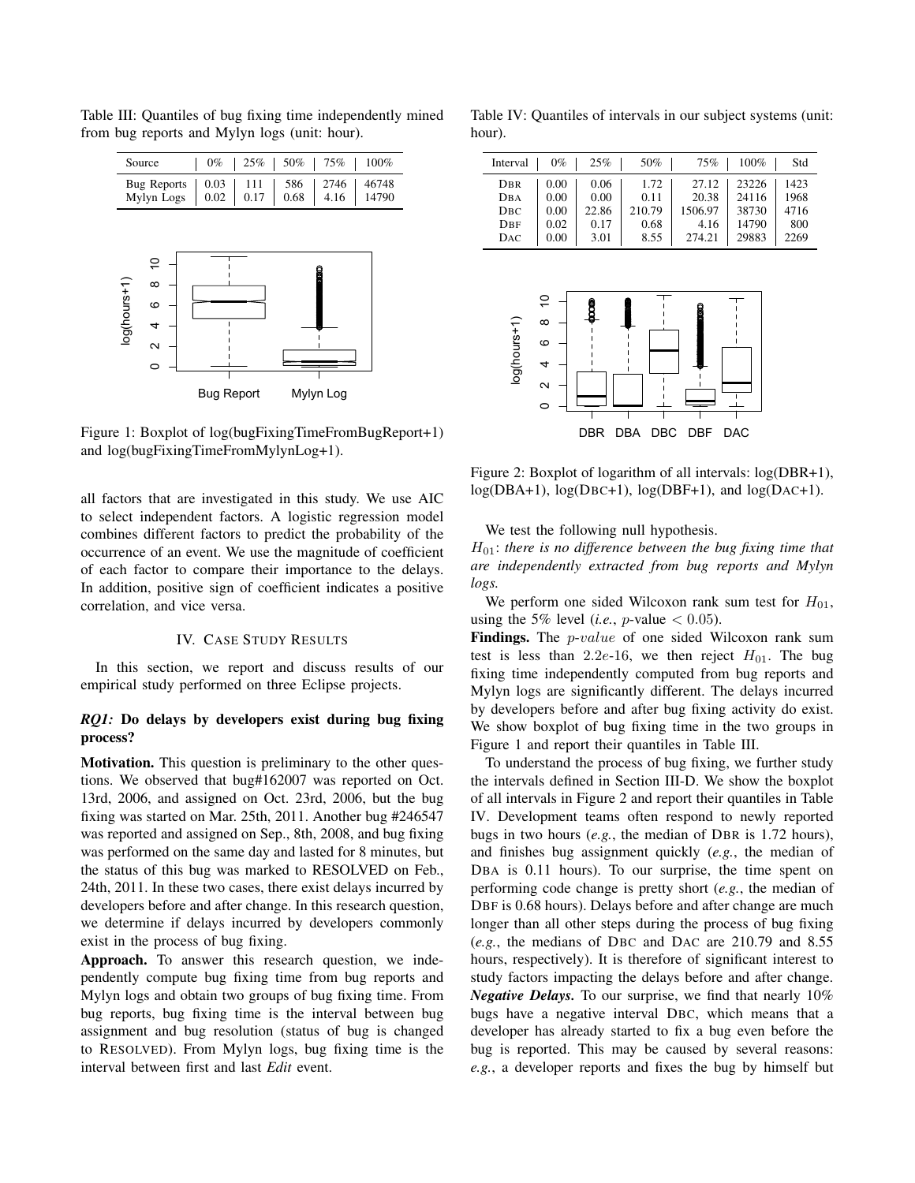Table III: Quantiles of bug fixing time independently mined from bug reports and Mylyn logs (unit: hour).

| Source | 0% | 25% | 50% | 75% | 100% |
|---|---|---|---|---|---|
| Bug Reports | 0.03 | 111 | 586 | 2746 | 46748 |
| Mylyn Logs | 0.02 | 0.17 | 0.68 | 4.16 | 14790 |

Figure 1: Boxplot of log(bugFixingTimeFromBugReport+1) and log(bugFixingTimeFromMylynLog+1).

all factors that are investigated in this study. We use AIC to select independent factors. A logistic regression model combines different factors to predict the probability of the occurrence of an event. We use the magnitude of coefficient of each factor to compare their importance to the delays. In addition, positive sign of coefficient indicates a positive correlation, and vice versa.

## IV. Case Study Results

In this section, we report and discuss results of our empirical study performed on three Eclipse projects.

### *RQ1:* Do delays by developers exist during bug fixing process?

**Motivation.** This question is preliminary to the other questions. We observed that bug#162007 was reported on Oct. 13rd, 2006, and assigned on Oct. 23rd, 2006, but the bug fixing was started on Mar. 25th, 2011. Another bug #246547 was reported and assigned on Sep., 8th, 2008, and bug fixing was performed on the same day and lasted for 8 minutes, but the status of this bug was marked to RESOLVED on Feb., 24th, 2011. In these two cases, there exist delays incurred by developers before and after change. In this research question, we determine if delays incurred by developers commonly exist in the process of bug fixing.

**Approach.** To answer this research question, we independently compute bug fixing time from bug reports and Mylyn logs and obtain two groups of bug fixing time. From bug reports, bug fixing time is the interval between bug assignment and bug resolution (status of bug is changed to RESOLVED). From Mylyn logs, bug fixing time is the interval between first and last *Edit* event.

Table IV: Quantiles of intervals in our subject systems (unit: hour).

| Interval | 0% | 25% | 50% | 75% | 100% | Std |
|---|---|---|---|---|---|---|
| DBR | 0.00 | 0.06 | 1.72 | 27.12 | 23226 | 1423 |
| DBA | 0.00 | 0.00 | 0.11 | 20.38 | 24116 | 1968 |
| DBC | 0.00 | 22.86 | 210.79 | 1506.97 | 38730 | 4716 |
| DBF | 0.02 | 0.17 | 0.68 | 4.16 | 14790 | 800 |
| DAC | 0.00 | 3.01 | 8.55 | 274.21 | 29883 | 2269 |

Figure 2: Boxplot of logarithm of all intervals: log(DBR+1), log(DBA+1), log(DBC+1), log(DBF+1), and log(DAC+1).

We test the following null hypothesis.

$H_{01}$: *there is no difference between the bug fixing time that are independently extracted from bug reports and Mylyn logs.*

We perform one sided Wilcoxon rank sum test for $H_{01}$, using the 5% level (*i.e.*, $p$-value $< 0.05$).

**Findings.** The $p\text{-}value$ of one sided Wilcoxon rank sum test is less than $2.2e$-16, we then reject $H_{01}$. The bug fixing time independently computed from bug reports and Mylyn logs are significantly different. The delays incurred by developers before and after bug fixing activity do exist. We show boxplot of bug fixing time in the two groups in Figure 1 and report their quantiles in Table III.

To understand the process of bug fixing, we further study the intervals defined in Section III-D. We show the boxplot of all intervals in Figure 2 and report their quantiles in Table IV. Development teams often respond to newly reported bugs in two hours (*e.g.*, the median of DBR is 1.72 hours), and finishes bug assignment quickly (*e.g.*, the median of DBA is 0.11 hours). To our surprise, the time spent on performing code change is pretty short (*e.g.*, the median of DBF is 0.68 hours). Delays before and after change are much longer than all other steps during the process of bug fixing (*e.g.*, the medians of DBC and DAC are 210.79 and 8.55 hours, respectively). It is therefore of significant interest to study factors impacting the delays before and after change.

***Negative Delays.*** To our surprise, we find that nearly 10% bugs have a negative interval DBC, which means that a developer has already started to fix a bug even before the bug is reported. This may be caused by several reasons: *e.g.*, a developer reports and fixes the bug by himself but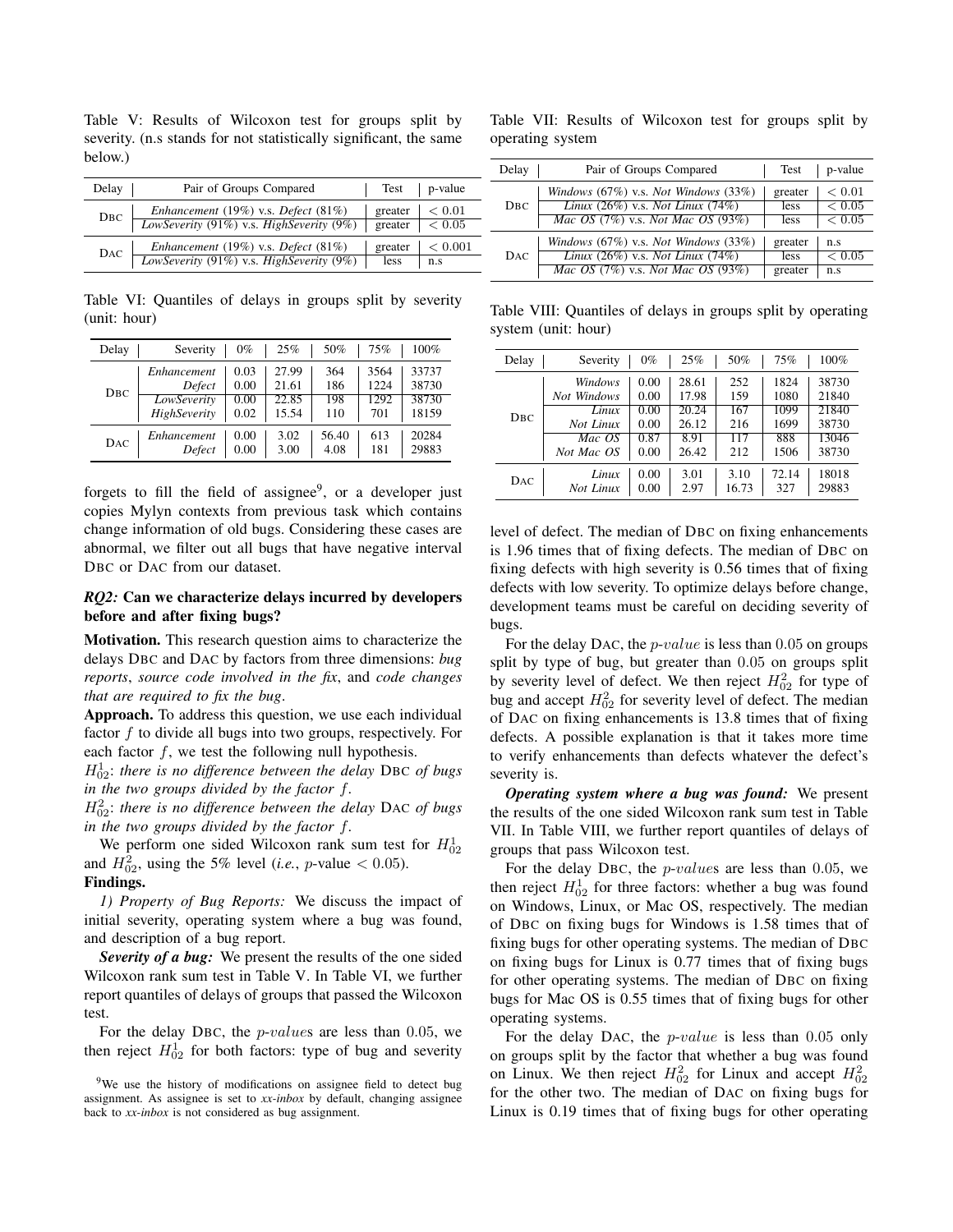Table V: Results of Wilcoxon test for groups split by severity. (n.s stands for not statistically significant, the same below.)

| Delay | Pair of Groups Compared | Test | p-value |
|---|---|---|---|
| DBC | *Enhancement* (19%) v.s. *Defect* (81%) | greater | $< 0.01$ |
| | *LowSeverity* (91%) v.s. *HighSeverity* (9%) | greater | $< 0.05$ |
| DAC | *Enhancement* (19%) v.s. *Defect* (81%) | greater | $< 0.001$ |
| | *LowSeverity* (91%) v.s. *HighSeverity* (9%) | less | n.s |

Table VI: Quantiles of delays in groups split by severity (unit: hour)

| Delay | Severity | 0% | 25% | 50% | 75% | 100% |
|---|---|---|---|---|---|---|
| DBC | *Enhancement* | 0.03 | 27.99 | 364 | 3564 | 33737 |
| | *Defect* | 0.00 | 21.61 | 186 | 1224 | 38730 |
| | *LowSeverity* | 0.00 | 22.85 | 198 | 1292 | 38730 |
| | *HighSeverity* | 0.02 | 15.54 | 110 | 701 | 18159 |
| DAC | *Enhancement* | 0.00 | 3.02 | 56.40 | 613 | 20284 |
| | *Defect* | 0.00 | 3.00 | 4.08 | 181 | 29883 |

forgets to fill the field of assignee[9], or a developer just copies Mylyn contexts from previous task which contains change information of old bugs. Considering these cases are abnormal, we filter out all bugs that have negative interval DBC or DAC from our dataset.

### *RQ2:* Can we characterize delays incurred by developers before and after fixing bugs?

**Motivation.** This research question aims to characterize the delays DBC and DAC by factors from three dimensions: *bug reports*, *source code involved in the fix*, and *code changes that are required to fix the bug*.

**Approach.** To address this question, we use each individual factor $f$ to divide all bugs into two groups, respectively. For each factor $f$, we test the following null hypothesis.

$H^1_{02}$: *there is no difference between the delay* DBC *of bugs in the two groups divided by the factor* $f$.

$H^2_{02}$: *there is no difference between the delay* DAC *of bugs in the two groups divided by the factor* $f$.

We perform one sided Wilcoxon rank sum test for $H^1_{02}$ and $H^2_{02}$, using the 5% level (*i.e.*, $p$-value $< 0.05$).

**Findings.**

*1) Property of Bug Reports:* We discuss the impact of initial severity, operating system where a bug was found, and description of a bug report.

***Severity of a bug:*** We present the results of the one sided Wilcoxon rank sum test in Table V. In Table VI, we further report quantiles of delays of groups that passed the Wilcoxon test.

For the delay DBC, the $p\text{-}value$s are less than $0.05$, we then reject $H^1_{02}$ for both factors: type of bug and severity level of defect. The median of DBC on fixing enhancements is 1.96 times that of fixing defects. The median of DBC on fixing defects with high severity is 0.56 times that of fixing defects with low severity. To optimize delays before change, development teams must be careful on deciding severity of bugs.

For the delay DAC, the $p\text{-}value$ is less than $0.05$ on groups split by type of bug, but greater than $0.05$ on groups split by severity level of defect. We then reject $H^2_{02}$ for type of bug and accept $H^2_{02}$ for severity level of defect. The median of DAC on fixing enhancements is 13.8 times that of fixing defects. A possible explanation is that it takes more time to verify enhancements than defects whatever the defect's severity is.

Table VII: Results of Wilcoxon test for groups split by operating system

| Delay | Pair of Groups Compared | Test | p-value |
|---|---|---|---|
| DBC | *Windows* (67%) v.s. *Not Windows* (33%) | greater | $< 0.01$ |
| | *Linux* (26%) v.s. *Not Linux* (74%) | less | $< 0.05$ |
| | *Mac OS* (7%) v.s. *Not Mac OS* (93%) | less | $< 0.05$ |
| DAC | *Windows* (67%) v.s. *Not Windows* (33%) | greater | n.s |
| | *Linux* (26%) v.s. *Not Linux* (74%) | less | $< 0.05$ |
| | *Mac OS* (7%) v.s. *Not Mac OS* (93%) | greater | n.s |

Table VIII: Quantiles of delays in groups split by operating system (unit: hour)

| Delay | Severity | 0% | 25% | 50% | 75% | 100% |
|---|---|---|---|---|---|---|
| DBC | *Windows* | 0.00 | 28.61 | 252 | 1824 | 38730 |
| | *Not Windows* | 0.00 | 17.98 | 159 | 1080 | 21840 |
| | *Linux* | 0.00 | 20.24 | 167 | 1099 | 21840 |
| | *Not Linux* | 0.00 | 26.12 | 216 | 1699 | 38730 |
| | *Mac OS* | 0.87 | 8.91 | 117 | 888 | 13046 |
| | *Not Mac OS* | 0.00 | 26.42 | 212 | 1506 | 38730 |
| DAC | *Linux* | 0.00 | 3.01 | 3.10 | 72.14 | 18018 |
| | *Not Linux* | 0.00 | 2.97 | 16.73 | 327 | 29883 |

***Operating system where a bug was found:*** We present the results of the one sided Wilcoxon rank sum test in Table VII. In Table VIII, we further report quantiles of delays of groups that pass Wilcoxon test.

For the delay DBC, the $p\text{-}value$s are less than $0.05$, we then reject $H^1_{02}$ for three factors: whether a bug was found on Windows, Linux, or Mac OS, respectively. The median of DBC on fixing bugs for Windows is 1.58 times that of fixing bugs for other operating systems. The median of DBC on fixing bugs for Linux is 0.77 times that of fixing bugs for other operating systems. The median of DBC on fixing bugs for Mac OS is 0.55 times that of fixing bugs for other operating systems.

For the delay DAC, the $p\text{-}value$ is less than $0.05$ only on groups split by the factor that whether a bug was found on Linux. We then reject $H^2_{02}$ for Linux and accept $H^2_{02}$ for the other two. The median of DAC on fixing bugs for Linux is 0.19 times that of fixing bugs for other operating

[9] We use the history of modifications on assignee field to detect bug assignment. As assignee is set to *xx-inbox* by default, changing assignee back to *xx-inbox* is not considered as bug assignment.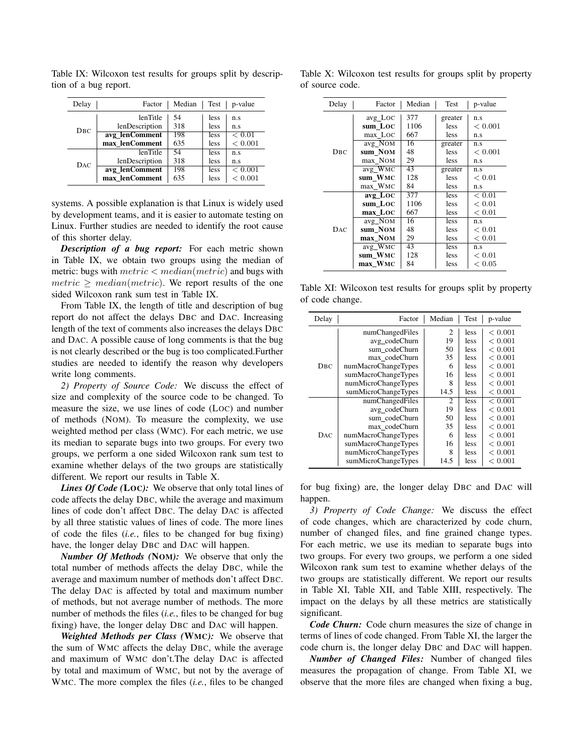Table IX: Wilcoxon test results for groups split by description of a bug report.

| Delay | Factor | Median | Test | p-value |
|---|---|---|---|---|
| DBC | lenTitle | 54 | less | n.s |
| | lenDescription | 318 | less | n.s |
| | **avg_lenComment** | 198 | less | $< 0.01$ |
| | **max_lenComment** | 635 | less | $< 0.001$ |
| DAC | lenTitle | 54 | less | n.s |
| | lenDescription | 318 | less | n.s |
| | **avg_lenComment** | 198 | less | $< 0.001$ |
| | **max_lenComment** | 635 | less | $< 0.001$ |

systems. A possible explanation is that Linux is widely used by development teams, and it is easier to automate testing on Linux. Further studies are needed to identify the root cause of this shorter delay.

***Description of a bug report:*** For each metric shown in Table IX, we obtain two groups using the median of metric: bugs with $metric < median(metric)$ and bugs with $metric \geq median(metric)$. We report results of the one sided Wilcoxon rank sum test in Table IX.

From Table IX, the length of title and description of bug report do not affect the delays DBC and DAC. Increasing length of the text of comments also increases the delays DBC and DAC. A possible cause of long comments is that the bug is not clearly described or the bug is too complicated.Further studies are needed to identify the reason why developers write long comments.

*2) Property of Source Code:* We discuss the effect of size and complexity of the source code to be changed. To measure the size, we use lines of code (LOC) and number of methods (NOM). To measure the complexity, we use weighted method per class (WMC). For each metric, we use its median to separate bugs into two groups. For every two groups, we perform a one sided Wilcoxon rank sum test to examine whether delays of the two groups are statistically different. We report our results in Table X.

***Lines Of Code (LOC):*** We observe that only total lines of code affects the delay DBC, while the average and maximum lines of code don't affect DBC. The delay DAC is affected by all three statistic values of lines of code. The more lines of code the files (*i.e.*, files to be changed for bug fixing) have, the longer delay DBC and DAC will happen.

***Number Of Methods (NOM):*** We observe that only the total number of methods affects the delay DBC, while the average and maximum number of methods don't affect DBC. The delay DAC is affected by total and maximum number of methods, but not average number of methods. The more number of methods the files (*i.e.*, files to be changed for bug fixing) have, the longer delay DBC and DAC will happen.

***Weighted Methods per Class (WMC):*** We observe that the sum of WMC affects the delay DBC, while the average and maximum of WMC don't.The delay DAC is affected by total and maximum of WMC, but not by the average of WMC. The more complex the files (*i.e.*, files to be changed for bug fixing) are, the longer delay DBC and DAC will happen.

Table X: Wilcoxon test results for groups split by property of source code.

| Delay | Factor | Median | Test | p-value |
|---|---|---|---|---|
| DBC | avg_LOC | 377 | greater | n.s |
| | **sum_LOC** | 1106 | less | $< 0.001$ |
| | max_LOC | 667 | less | n.s |
| | avg_NOM | 16 | greater | n.s |
| | **sum_NOM** | 48 | less | $< 0.001$ |
| | max_NOM | 29 | less | n.s |
| | avg_WMC | 43 | greater | n.s |
| | **sum_WMC** | 128 | less | $< 0.01$ |
| | max_WMC | 84 | less | n.s |
| DAC | **avg_LOC** | 377 | less | $< 0.01$ |
| | **sum_LOC** | 1106 | less | $< 0.01$ |
| | **max_LOC** | 667 | less | $< 0.01$ |
| | avg_NOM | 16 | less | n.s |
| | **sum_NOM** | 48 | less | $< 0.01$ |
| | **max_NOM** | 29 | less | $< 0.01$ |
| | avg_WMC | 43 | less | n.s |
| | **sum_WMC** | 128 | less | $< 0.01$ |
| | **max_WMC** | 84 | less | $< 0.05$ |

Table XI: Wilcoxon test results for groups split by property of code change.

| Delay | Factor | Median | Test | p-value |
|---|---|---|---|---|
| DBC | numChangedFiles | 2 | less | $< 0.001$ |
| | avg_codeChurn | 19 | less | $< 0.001$ |
| | sum_codeChurn | 50 | less | $< 0.001$ |
| | max_codeChurn | 35 | less | $< 0.001$ |
| | numMacroChangeTypes | 6 | less | $< 0.001$ |
| | sumMacroChangeTypes | 16 | less | $< 0.001$ |
| | numMicroChangeTypes | 8 | less | $< 0.001$ |
| | sumMicroChangeTypes | 14.5 | less | $< 0.001$ |
| DAC | numChangedFiles | 2 | less | $< 0.001$ |
| | avg_codeChurn | 19 | less | $< 0.001$ |
| | sum_codeChurn | 50 | less | $< 0.001$ |
| | max_codeChurn | 35 | less | $< 0.001$ |
| | numMacroChangeTypes | 6 | less | $< 0.001$ |
| | sumMacroChangeTypes | 16 | less | $< 0.001$ |
| | numMicroChangeTypes | 8 | less | $< 0.001$ |
| | sumMicroChangeTypes | 14.5 | less | $< 0.001$ |

*3) Property of Code Change:* We discuss the effect of code changes, which are characterized by code churn, number of changed files, and fine grained change types. For each metric, we use its median to separate bugs into two groups. For every two groups, we perform a one sided Wilcoxon rank sum test to examine whether delays of the two groups are statistically different. We report our results in Table XI, Table XII, and Table XIII, respectively. The impact on the delays by all these metrics are statistically significant.

***Code Churn:*** Code churn measures the size of change in terms of lines of code changed. From Table XI, the larger the code churn is, the longer delay DBC and DAC will happen.

***Number of Changed Files:*** Number of changed files measures the propagation of change. From Table XI, we observe that the more files are changed when fixing a bug,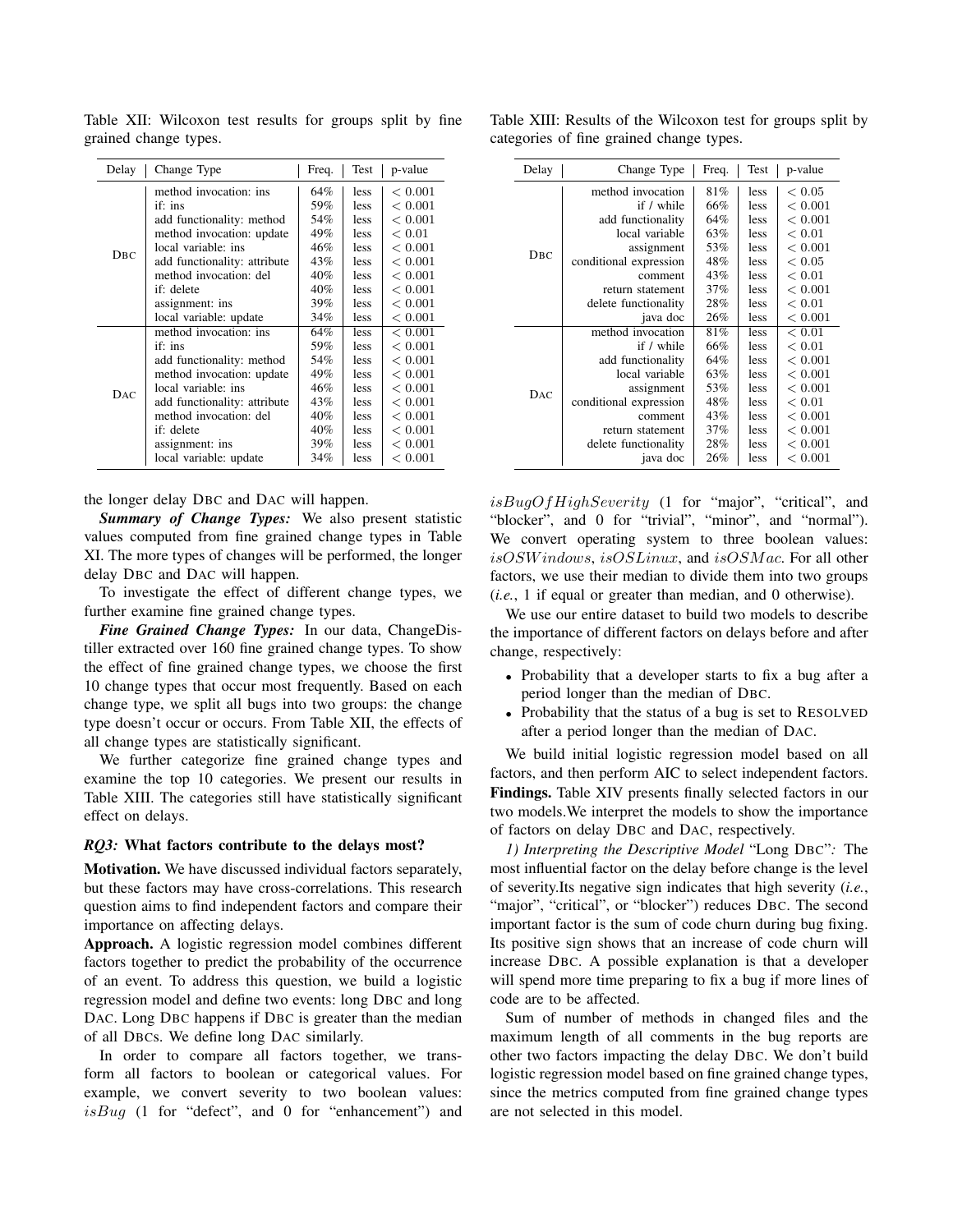Table XII: Wilcoxon test results for groups split by fine grained change types.

| Delay | Change Type | Freq. | Test | p-value |
|---|---|---|---|---|
| DBC | method invocation: ins | 64% | less | $< 0.001$ |
| | if: ins | 59% | less | $< 0.001$ |
| | add functionality: method | 54% | less | $< 0.001$ |
| | method invocation: update | 49% | less | $< 0.01$ |
| | local variable: ins | 46% | less | $< 0.001$ |
| | add functionality: attribute | 43% | less | $< 0.001$ |
| | method invocation: del | 40% | less | $< 0.001$ |
| | if: delete | 40% | less | $< 0.001$ |
| | assignment: ins | 39% | less | $< 0.001$ |
| | local variable: update | 34% | less | $< 0.001$ |
| DAC | method invocation: ins | 64% | less | $< 0.001$ |
| | if: ins | 59% | less | $< 0.001$ |
| | add functionality: method | 54% | less | $< 0.001$ |
| | method invocation: update | 49% | less | $< 0.001$ |
| | local variable: ins | 46% | less | $< 0.001$ |
| | add functionality: attribute | 43% | less | $< 0.001$ |
| | method invocation: del | 40% | less | $< 0.001$ |
| | if: delete | 40% | less | $< 0.001$ |
| | assignment: ins | 39% | less | $< 0.001$ |
| | local variable: update | 34% | less | $< 0.001$ |

Table XIII: Results of the Wilcoxon test for groups split by categories of fine grained change types.

| Delay | Change Type | Freq. | Test | p-value |
|---|---|---|---|---|
| DBC | method invocation | 81% | less | $< 0.05$ |
| | if / while | 66% | less | $< 0.001$ |
| | add functionality | 64% | less | $< 0.001$ |
| | local variable | 63% | less | $< 0.01$ |
| | assignment | 53% | less | $< 0.001$ |
| | conditional expression | 48% | less | $< 0.05$ |
| | comment | 43% | less | $< 0.01$ |
| | return statement | 37% | less | $< 0.001$ |
| | delete functionality | 28% | less | $< 0.01$ |
| | java doc | 26% | less | $< 0.001$ |
| DAC | method invocation | 81% | less | $< 0.01$ |
| | if / while | 66% | less | $< 0.01$ |
| | add functionality | 64% | less | $< 0.001$ |
| | local variable | 63% | less | $< 0.001$ |
| | assignment | 53% | less | $< 0.001$ |
| | conditional expression | 48% | less | $< 0.01$ |
| | comment | 43% | less | $< 0.001$ |
| | return statement | 37% | less | $< 0.001$ |
| | delete functionality | 28% | less | $< 0.001$ |
| | java doc | 26% | less | $< 0.001$ |

the longer delay DBC and DAC will happen.

***Summary of Change Types:*** We also present statistic values computed from fine grained change types in Table XI. The more types of changes will be performed, the longer delay DBC and DAC will happen.

To investigate the effect of different change types, we further examine fine grained change types.

***Fine Grained Change Types:*** In our data, ChangeDistiller extracted over 160 fine grained change types. To show the effect of fine grained change types, we choose the first 10 change types that occur most frequently. Based on each change type, we split all bugs into two groups: the change type doesn't occur or occurs. From Table XII, the effects of all change types are statistically significant.

We further categorize fine grained change types and examine the top 10 categories. We present our results in Table XIII. The categories still have statistically significant effect on delays.

### *RQ3:* What factors contribute to the delays most?

**Motivation.** We have discussed individual factors separately, but these factors may have cross-correlations. This research question aims to find independent factors and compare their importance on affecting delays.

**Approach.** A logistic regression model combines different factors together to predict the probability of the occurrence of an event. To address this question, we build a logistic regression model and define two events: long DBC and long DAC. Long DBC happens if DBC is greater than the median of all DBCs. We define long DAC similarly.

In order to compare all factors together, we transform all factors to boolean or categorical values. For example, we convert severity to two boolean values: $isBug$ (1 for "defect", and 0 for "enhancement") and $isBugOfHighSeverity$ (1 for "major", "critical", and "blocker", and 0 for "trivial", "minor", and "normal"). We convert operating system to three boolean values: $isOSWindows$, $isOSLinux$, and $isOSMac$. For all other factors, we use their median to divide them into two groups (*i.e.*, 1 if equal or greater than median, and 0 otherwise).

We use our entire dataset to build two models to describe the importance of different factors on delays before and after change, respectively:

- Probability that a developer starts to fix a bug after a period longer than the median of DBC.
- Probability that the status of a bug is set to RESOLVED after a period longer than the median of DAC.

We build initial logistic regression model based on all factors, and then perform AIC to select independent factors.

**Findings.** Table XIV presents finally selected factors in our two models.We interpret the models to show the importance of factors on delay DBC and DAC, respectively.

*1) Interpreting the Descriptive Model "Long DBC":* The most influential factor on the delay before change is the level of severity.Its negative sign indicates that high severity (*i.e.*, "major", "critical", or "blocker") reduces DBC. The second important factor is the sum of code churn during bug fixing. Its positive sign shows that an increase of code churn will increase DBC. A possible explanation is that a developer will spend more time preparing to fix a bug if more lines of code are to be affected.

Sum of number of methods in changed files and the maximum length of all comments in the bug reports are other two factors impacting the delay DBC. We don't build logistic regression model based on fine grained change types, since the metrics computed from fine grained change types are not selected in this model.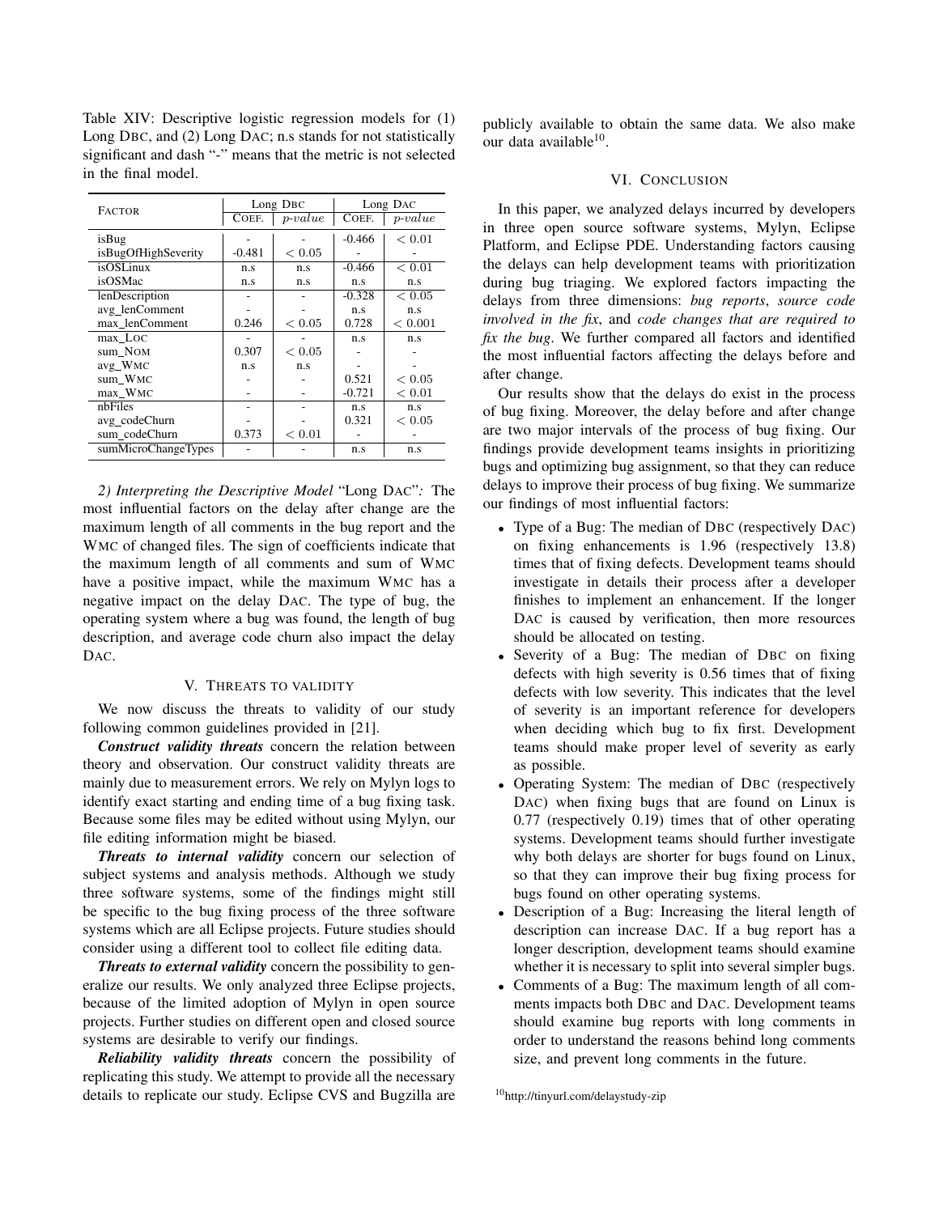Table XIV: Descriptive logistic regression models for (1) Long DBC, and (2) Long DAC; n.s stands for not statistically significant and dash "-" means that the metric is not selected in the final model.

| FACTOR | Long DBC | | Long DAC | |
|---|---|---|---|---|
| | COEF. | $p$-$value$ | COEF. | $p$-$value$ |
| isBug | - | - | -0.466 | $< 0.01$ |
| isBugOfHighSeverity | -0.481 | $< 0.05$ | - | - |
| isOSLinux | n.s | n.s | -0.466 | $< 0.01$ |
| isOSMac | n.s | n.s | n.s | n.s |
| lenDescription | - | - | -0.328 | $< 0.05$ |
| avg_lenComment | - | - | n.s | n.s |
| max_lenComment | 0.246 | $< 0.05$ | 0.728 | $< 0.001$ |
| max_LOC | - | - | n.s | n.s |
| sum_NOM | 0.307 | $< 0.05$ | - | - |
| avg_WMC | n.s | n.s | - | - |
| sum_WMC | - | - | 0.521 | $< 0.05$ |
| max_WMC | - | - | -0.721 | $< 0.01$ |
| nbFiles | - | - | n.s | n.s |
| avg_codeChurn | - | - | 0.321 | $< 0.05$ |
| sum_codeChurn | 0.373 | $< 0.01$ | - | - |
| sumMicroChangeTypes | - | - | n.s | n.s |

*2) Interpreting the Descriptive Model* "Long DAC"*:* The most influential factors on the delay after change are the maximum length of all comments in the bug report and the WMC of changed files. The sign of coefficients indicate that the maximum length of all comments and sum of WMC have a positive impact, while the maximum WMC has a negative impact on the delay DAC. The type of bug, the operating system where a bug was found, the length of bug description, and average code churn also impact the delay DAC.

## V. THREATS TO VALIDITY

We now discuss the threats to validity of our study following common guidelines provided in [21].

***Construct validity threats*** concern the relation between theory and observation. Our construct validity threats are mainly due to measurement errors. We rely on Mylyn logs to identify exact starting and ending time of a bug fixing task. Because some files may be edited without using Mylyn, our file editing information might be biased.

***Threats to internal validity*** concern our selection of subject systems and analysis methods. Although we study three software systems, some of the findings might still be specific to the bug fixing process of the three software systems which are all Eclipse projects. Future studies should consider using a different tool to collect file editing data.

***Threats to external validity*** concern the possibility to generalize our results. We only analyzed three Eclipse projects, because of the limited adoption of Mylyn in open source projects. Further studies on different open and closed source systems are desirable to verify our findings.

***Reliability validity threats*** concern the possibility of replicating this study. We attempt to provide all the necessary details to replicate our study. Eclipse CVS and Bugzilla are publicly available to obtain the same data. We also make our data available[10].

## VI. CONCLUSION

In this paper, we analyzed delays incurred by developers in three open source software systems, Mylyn, Eclipse Platform, and Eclipse PDE. Understanding factors causing the delays can help development teams with prioritization during bug triaging. We explored factors impacting the delays from three dimensions: *bug reports*, *source code involved in the fix*, and *code changes that are required to fix the bug*. We further compared all factors and identified the most influential factors affecting the delays before and after change.

Our results show that the delays do exist in the process of bug fixing. Moreover, the delay before and after change are two major intervals of the process of bug fixing. Our findings provide development teams insights in prioritizing bugs and optimizing bug assignment, so that they can reduce delays to improve their process of bug fixing. We summarize our findings of most influential factors:

- Type of a Bug: The median of DBC (respectively DAC) on fixing enhancements is 1.96 (respectively 13.8) times that of fixing defects. Development teams should investigate in details their process after a developer finishes to implement an enhancement. If the longer DAC is caused by verification, then more resources should be allocated on testing.
- Severity of a Bug: The median of DBC on fixing defects with high severity is 0.56 times that of fixing defects with low severity. This indicates that the level of severity is an important reference for developers when deciding which bug to fix first. Development teams should make proper level of severity as early as possible.
- Operating System: The median of DBC (respectively DAC) when fixing bugs that are found on Linux is 0.77 (respectively 0.19) times that of other operating systems. Development teams should further investigate why both delays are shorter for bugs found on Linux, so that they can improve their bug fixing process for bugs found on other operating systems.
- Description of a Bug: Increasing the literal length of description can increase DAC. If a bug report has a longer description, development teams should examine whether it is necessary to split into several simpler bugs.
- Comments of a Bug: The maximum length of all comments impacts both DBC and DAC. Development teams should examine bug reports with long comments in order to understand the reasons behind long comments size, and prevent long comments in the future.

[10] http://tinyurl.com/delaystudy-zip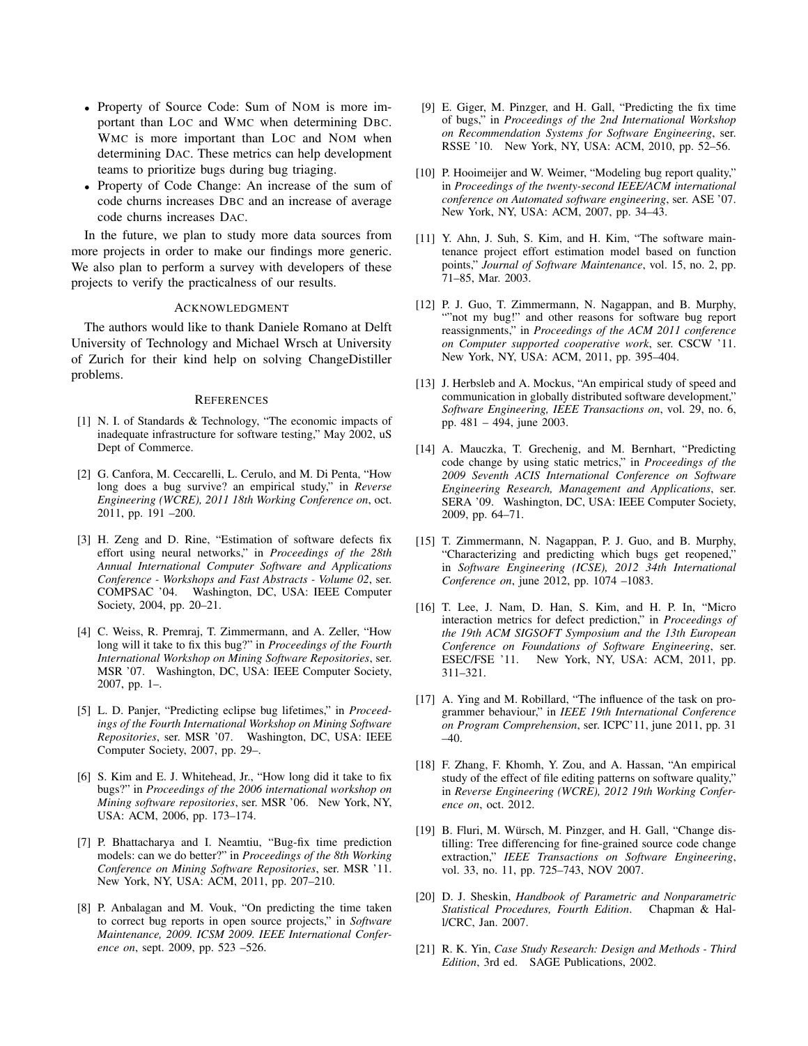- Property of Source Code: Sum of NOM is more important than LOC and WMC when determining DBC. WMC is more important than LOC and NOM when determining DAC. These metrics can help development teams to prioritize bugs during bug triaging.
- Property of Code Change: An increase of the sum of code churns increases DBC and an increase of average code churns increases DAC.

In the future, we plan to study more data sources from more projects in order to make our findings more generic. We also plan to perform a survey with developers of these projects to verify the practicalness of our results.

## ACKNOWLEDGMENT

The authors would like to thank Daniele Romano at Delft University of Technology and Michael Wrsch at University of Zurich for their kind help on solving ChangeDistiller problems.

## REFERENCES

[1] N. I. of Standards & Technology, "The economic impacts of inadequate infrastructure for software testing," May 2002, uS Dept of Commerce.

[2] G. Canfora, M. Ceccarelli, L. Cerulo, and M. Di Penta, "How long does a bug survive? an empirical study," in *Reverse Engineering (WCRE), 2011 18th Working Conference on*, oct. 2011, pp. 191 –200.

[3] H. Zeng and D. Rine, "Estimation of software defects fix effort using neural networks," in *Proceedings of the 28th Annual International Computer Software and Applications Conference - Workshops and Fast Abstracts - Volume 02*, ser. COMPSAC '04. Washington, DC, USA: IEEE Computer Society, 2004, pp. 20–21.

[4] C. Weiss, R. Premraj, T. Zimmermann, and A. Zeller, "How long will it take to fix this bug?" in *Proceedings of the Fourth International Workshop on Mining Software Repositories*, ser. MSR '07. Washington, DC, USA: IEEE Computer Society, 2007, pp. 1–.

[5] L. D. Panjer, "Predicting eclipse bug lifetimes," in *Proceedings of the Fourth International Workshop on Mining Software Repositories*, ser. MSR '07. Washington, DC, USA: IEEE Computer Society, 2007, pp. 29–.

[6] S. Kim and E. J. Whitehead, Jr., "How long did it take to fix bugs?" in *Proceedings of the 2006 international workshop on Mining software repositories*, ser. MSR '06. New York, NY, USA: ACM, 2006, pp. 173–174.

[7] P. Bhattacharya and I. Neamtiu, "Bug-fix time prediction models: can we do better?" in *Proceedings of the 8th Working Conference on Mining Software Repositories*, ser. MSR '11. New York, NY, USA: ACM, 2011, pp. 207–210.

[8] P. Anbalagan and M. Vouk, "On predicting the time taken to correct bug reports in open source projects," in *Software Maintenance, 2009. ICSM 2009. IEEE International Conference on*, sept. 2009, pp. 523 –526.

[9] E. Giger, M. Pinzger, and H. Gall, "Predicting the fix time of bugs," in *Proceedings of the 2nd International Workshop on Recommendation Systems for Software Engineering*, ser. RSSE '10. New York, NY, USA: ACM, 2010, pp. 52–56.

[10] P. Hooimeijer and W. Weimer, "Modeling bug report quality," in *Proceedings of the twenty-second IEEE/ACM international conference on Automated software engineering*, ser. ASE '07. New York, NY, USA: ACM, 2007, pp. 34–43.

[11] Y. Ahn, J. Suh, S. Kim, and H. Kim, "The software maintenance project effort estimation model based on function points," *Journal of Software Maintenance*, vol. 15, no. 2, pp. 71–85, Mar. 2003.

[12] P. J. Guo, T. Zimmermann, N. Nagappan, and B. Murphy, ""not my bug!" and other reasons for software bug report reassignments," in *Proceedings of the ACM 2011 conference on Computer supported cooperative work*, ser. CSCW '11. New York, NY, USA: ACM, 2011, pp. 395–404.

[13] J. Herbsleb and A. Mockus, "An empirical study of speed and communication in globally distributed software development," *Software Engineering, IEEE Transactions on*, vol. 29, no. 6, pp. 481 – 494, june 2003.

[14] A. Mauczka, T. Grechenig, and M. Bernhart, "Predicting code change by using static metrics," in *Proceedings of the 2009 Seventh ACIS International Conference on Software Engineering Research, Management and Applications*, ser. SERA '09. Washington, DC, USA: IEEE Computer Society, 2009, pp. 64–71.

[15] T. Zimmermann, N. Nagappan, P. J. Guo, and B. Murphy, "Characterizing and predicting which bugs get reopened," in *Software Engineering (ICSE), 2012 34th International Conference on*, june 2012, pp. 1074 –1083.

[16] T. Lee, J. Nam, D. Han, S. Kim, and H. P. In, "Micro interaction metrics for defect prediction," in *Proceedings of the 19th ACM SIGSOFT Symposium and the 13th European Conference on Foundations of Software Engineering*, ser. ESEC/FSE '11. New York, NY, USA: ACM, 2011, pp. 311–321.

[17] A. Ying and M. Robillard, "The influence of the task on programmer behaviour," in *IEEE 19th International Conference on Program Comprehension*, ser. ICPC'11, june 2011, pp. 31 –40.

[18] F. Zhang, F. Khomh, Y. Zou, and A. Hassan, "An empirical study of the effect of file editing patterns on software quality," in *Reverse Engineering (WCRE), 2012 19th Working Conference on*, oct. 2012.

[19] B. Fluri, M. Würsch, M. Pinzger, and H. Gall, "Change distilling: Tree differencing for fine-grained source code change extraction," *IEEE Transactions on Software Engineering*, vol. 33, no. 11, pp. 725–743, NOV 2007.

[20] D. J. Sheskin, *Handbook of Parametric and Nonparametric Statistical Procedures, Fourth Edition*. Chapman & Hall/CRC, Jan. 2007.

[21] R. K. Yin, *Case Study Research: Design and Methods - Third Edition*, 3rd ed. SAGE Publications, 2002.